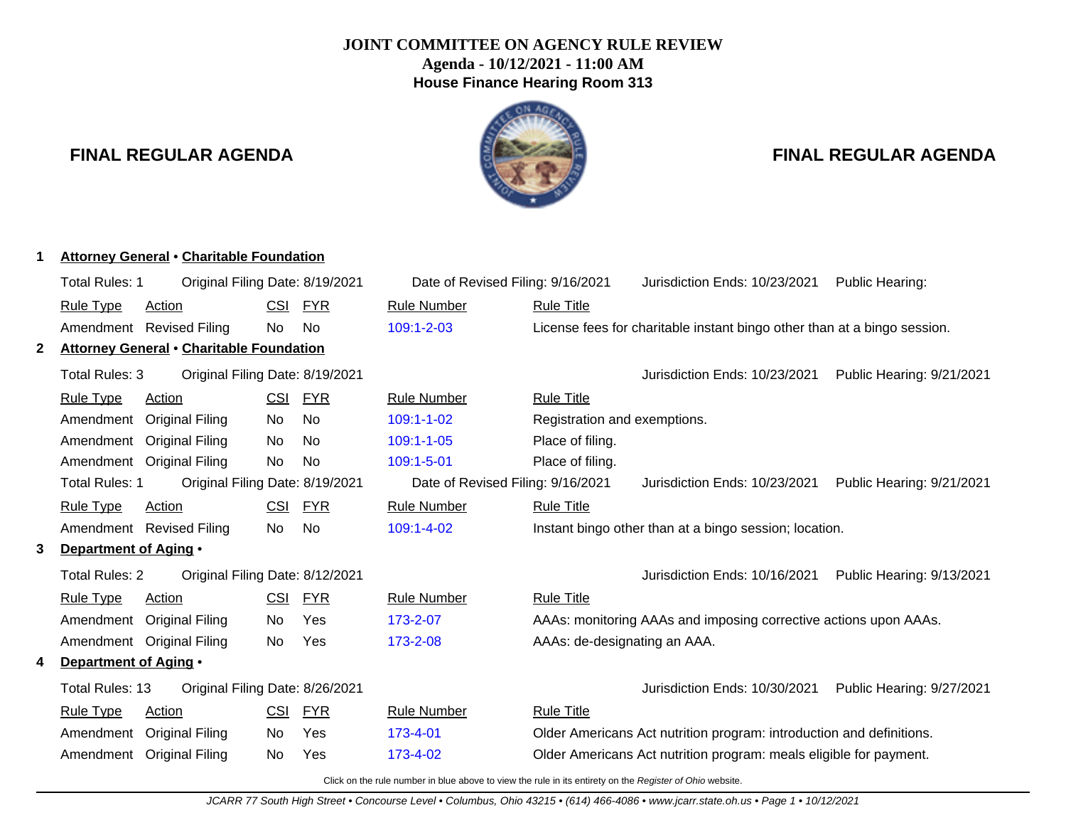# JOINT COMMITTEE ON AGENCY RULE REVIEW

**Agenda - 10/12/2021 - 11:00 AM**

**House Finance Hearing Room 313**

**FINAL REGULAR AGENDA**

**FINAL REGULAR AGENDA**

## 1 Attorney General • Charitable Foundation

Total Rules: 1 | Original Filing Date: 8/19/2021 | Date of Revised Filing: 9/16/2021 | Jurisdiction Ends: 10/23/2021 | Public Hearing:

| Rule Type | Action | CSI | FYR | Rule Number | Rule Title |
|---|---|---|---|---|---|
| Amendment | Revised Filing | No | No | 109:1-2-03 | License fees for charitable instant bingo other than at a bingo session. |

## 2 Attorney General • Charitable Foundation

Total Rules: 3 | Original Filing Date: 8/19/2021 | Jurisdiction Ends: 10/23/2021 | Public Hearing: 9/21/2021

| Rule Type | Action | CSI | FYR | Rule Number | Rule Title |
|---|---|---|---|---|---|
| Amendment | Original Filing | No | No | 109:1-1-02 | Registration and exemptions. |
| Amendment | Original Filing | No | No | 109:1-1-05 | Place of filing. |
| Amendment | Original Filing | No | No | 109:1-5-01 | Place of filing. |

Total Rules: 1 | Original Filing Date: 8/19/2021 | Date of Revised Filing: 9/16/2021 | Jurisdiction Ends: 10/23/2021 | Public Hearing: 9/21/2021

| Rule Type | Action | CSI | FYR | Rule Number | Rule Title |
|---|---|---|---|---|---|
| Amendment | Revised Filing | No | No | 109:1-4-02 | Instant bingo other than at a bingo session; location. |

## 3 Department of Aging •

Total Rules: 2 | Original Filing Date: 8/12/2021 | Jurisdiction Ends: 10/16/2021 | Public Hearing: 9/13/2021

| Rule Type | Action | CSI | FYR | Rule Number | Rule Title |
|---|---|---|---|---|---|
| Amendment | Original Filing | No | Yes | 173-2-07 | AAAs: monitoring AAAs and imposing corrective actions upon AAAs. |
| Amendment | Original Filing | No | Yes | 173-2-08 | AAAs: de-designating an AAA. |

## 4 Department of Aging •

Total Rules: 13 | Original Filing Date: 8/26/2021 | Jurisdiction Ends: 10/30/2021 | Public Hearing: 9/27/2021

| Rule Type | Action | CSI | FYR | Rule Number | Rule Title |
|---|---|---|---|---|---|
| Amendment | Original Filing | No | Yes | 173-4-01 | Older Americans Act nutrition program: introduction and definitions. |
| Amendment | Original Filing | No | Yes | 173-4-02 | Older Americans Act nutrition program: meals eligible for payment. |

Click on the rule number in blue above to view the rule in its entirety on the *Register of Ohio* website.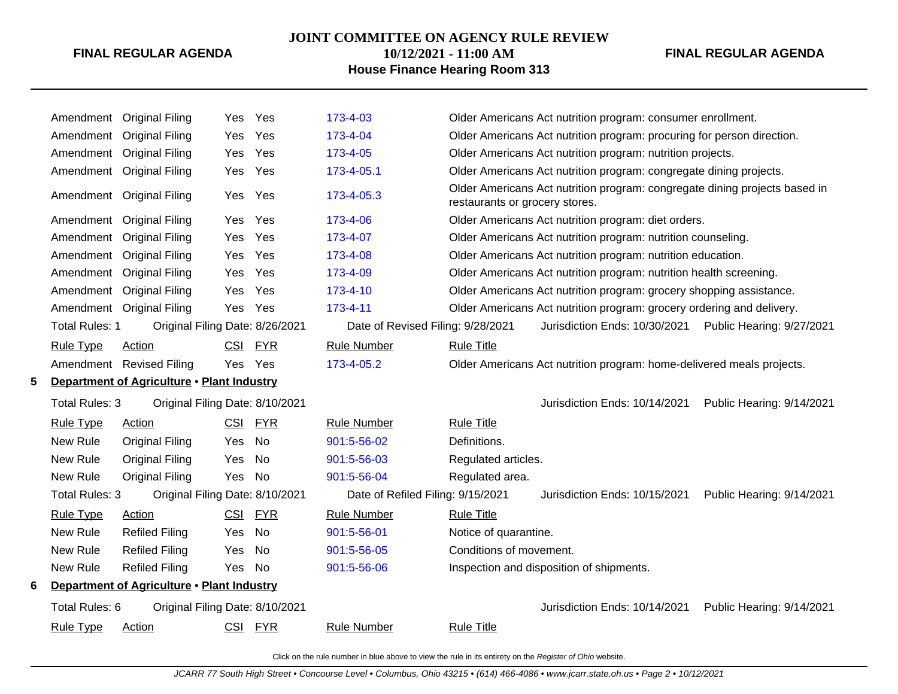| Rule Type | Action | CSI | FYR | Rule Number | Rule Title |
|---|---|---|---|---|---|
| Amendment | Original Filing | Yes | Yes | 173-4-03 | Older Americans Act nutrition program: consumer enrollment. |
| Amendment | Original Filing | Yes | Yes | 173-4-04 | Older Americans Act nutrition program: procuring for person direction. |
| Amendment | Original Filing | Yes | Yes | 173-4-05 | Older Americans Act nutrition program: nutrition projects. |
| Amendment | Original Filing | Yes | Yes | 173-4-05.1 | Older Americans Act nutrition program: congregate dining projects. |
| Amendment | Original Filing | Yes | Yes | 173-4-05.3 | Older Americans Act nutrition program: congregate dining projects based in restaurants or grocery stores. |
| Amendment | Original Filing | Yes | Yes | 173-4-06 | Older Americans Act nutrition program: diet orders. |
| Amendment | Original Filing | Yes | Yes | 173-4-07 | Older Americans Act nutrition program: nutrition counseling. |
| Amendment | Original Filing | Yes | Yes | 173-4-08 | Older Americans Act nutrition program: nutrition education. |
| Amendment | Original Filing | Yes | Yes | 173-4-09 | Older Americans Act nutrition program: nutrition health screening. |
| Amendment | Original Filing | Yes | Yes | 173-4-10 | Older Americans Act nutrition program: grocery shopping assistance. |
| Amendment | Original Filing | Yes | Yes | 173-4-11 | Older Americans Act nutrition program: grocery ordering and delivery. |

Total Rules: 1 Original Filing Date: 8/26/2021 Date of Revised Filing: 9/28/2021 Jurisdiction Ends: 10/30/2021 Public Hearing: 9/27/2021

| Rule Type | Action | CSI | FYR | Rule Number | Rule Title |
|---|---|---|---|---|---|
| Amendment | Revised Filing | Yes | Yes | 173-4-05.2 | Older Americans Act nutrition program: home-delivered meals projects. |

**5 Department of Agriculture • Plant Industry**

Total Rules: 3 Original Filing Date: 8/10/2021 Jurisdiction Ends: 10/14/2021 Public Hearing: 9/14/2021

| Rule Type | Action | CSI | FYR | Rule Number | Rule Title |
|---|---|---|---|---|---|
| New Rule | Original Filing | Yes | No | 901:5-56-02 | Definitions. |
| New Rule | Original Filing | Yes | No | 901:5-56-03 | Regulated articles. |
| New Rule | Original Filing | Yes | No | 901:5-56-04 | Regulated area. |

Total Rules: 3 Original Filing Date: 8/10/2021 Date of Refiled Filing: 9/15/2021 Jurisdiction Ends: 10/15/2021 Public Hearing: 9/14/2021

| Rule Type | Action | CSI | FYR | Rule Number | Rule Title |
|---|---|---|---|---|---|
| New Rule | Refiled Filing | Yes | No | 901:5-56-01 | Notice of quarantine. |
| New Rule | Refiled Filing | Yes | No | 901:5-56-05 | Conditions of movement. |
| New Rule | Refiled Filing | Yes | No | 901:5-56-06 | Inspection and disposition of shipments. |

**6 Department of Agriculture • Plant Industry**

Total Rules: 6 Original Filing Date: 8/10/2021 Jurisdiction Ends: 10/14/2021 Public Hearing: 9/14/2021

| Rule Type | Action | CSI | FYR | Rule Number | Rule Title |
|---|---|---|---|---|---|

Click on the rule number in blue above to view the rule in its entirety on the *Register of Ohio* website.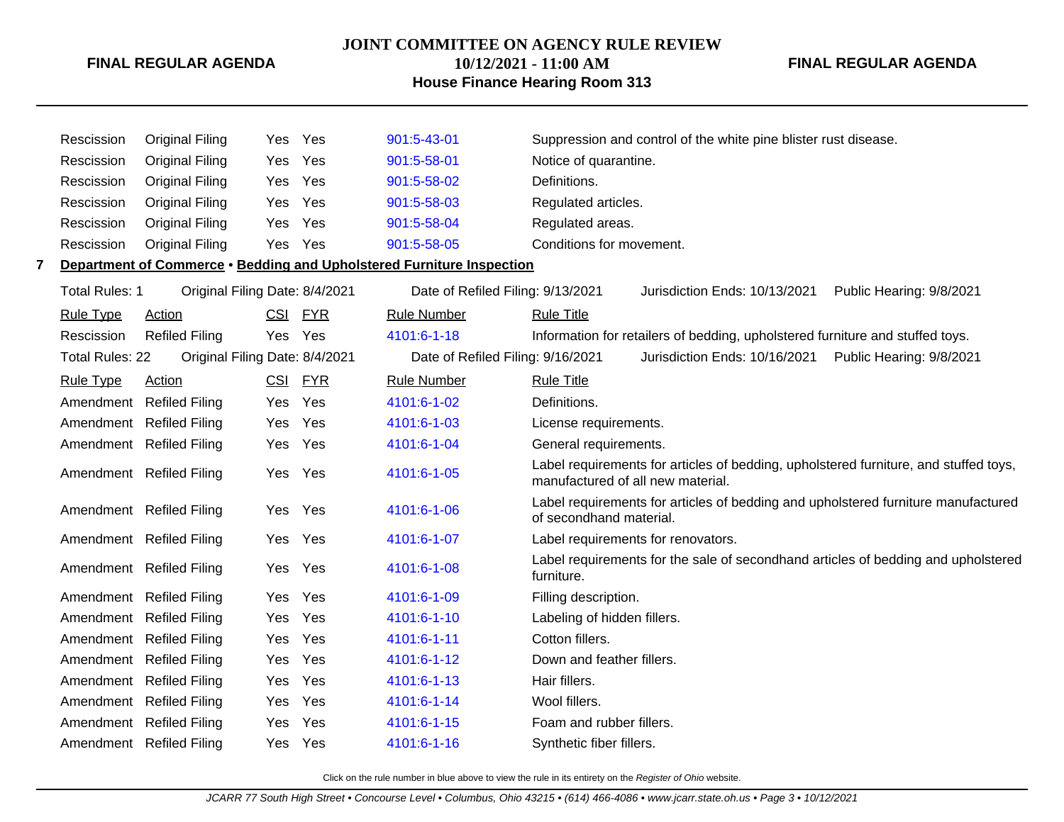| Rule Type | Action | CSI | FYR | Rule Number | Rule Title |
|---|---|---|---|---|---|
| Rescission | Original Filing | Yes | Yes | 901:5-43-01 | Suppression and control of the white pine blister rust disease. |
| Rescission | Original Filing | Yes | Yes | 901:5-58-01 | Notice of quarantine. |
| Rescission | Original Filing | Yes | Yes | 901:5-58-02 | Definitions. |
| Rescission | Original Filing | Yes | Yes | 901:5-58-03 | Regulated articles. |
| Rescission | Original Filing | Yes | Yes | 901:5-58-04 | Regulated areas. |
| Rescission | Original Filing | Yes | Yes | 901:5-58-05 | Conditions for movement. |

**7** **Department of Commerce** • **Bedding and Upholstered Furniture Inspection**

Total Rules: 1 Original Filing Date: 8/4/2021 Date of Refiled Filing: 9/13/2021 Jurisdiction Ends: 10/13/2021 Public Hearing: 9/8/2021

| Rule Type | Action | CSI | FYR | Rule Number | Rule Title |
|---|---|---|---|---|---|
| Rescission | Refiled Filing | Yes | Yes | 4101:6-1-18 | Information for retailers of bedding, upholstered furniture and stuffed toys. |

Total Rules: 22 Original Filing Date: 8/4/2021 Date of Refiled Filing: 9/16/2021 Jurisdiction Ends: 10/16/2021 Public Hearing: 9/8/2021

| Rule Type | Action | CSI | FYR | Rule Number | Rule Title |
|---|---|---|---|---|---|
| Amendment | Refiled Filing | Yes | Yes | 4101:6-1-02 | Definitions. |
| Amendment | Refiled Filing | Yes | Yes | 4101:6-1-03 | License requirements. |
| Amendment | Refiled Filing | Yes | Yes | 4101:6-1-04 | General requirements. |
| Amendment | Refiled Filing | Yes | Yes | 4101:6-1-05 | Label requirements for articles of bedding, upholstered furniture, and stuffed toys, manufactured of all new material. |
| Amendment | Refiled Filing | Yes | Yes | 4101:6-1-06 | Label requirements for articles of bedding and upholstered furniture manufactured of secondhand material. |
| Amendment | Refiled Filing | Yes | Yes | 4101:6-1-07 | Label requirements for renovators. |
| Amendment | Refiled Filing | Yes | Yes | 4101:6-1-08 | Label requirements for the sale of secondhand articles of bedding and upholstered furniture. |
| Amendment | Refiled Filing | Yes | Yes | 4101:6-1-09 | Filling description. |
| Amendment | Refiled Filing | Yes | Yes | 4101:6-1-10 | Labeling of hidden fillers. |
| Amendment | Refiled Filing | Yes | Yes | 4101:6-1-11 | Cotton fillers. |
| Amendment | Refiled Filing | Yes | Yes | 4101:6-1-12 | Down and feather fillers. |
| Amendment | Refiled Filing | Yes | Yes | 4101:6-1-13 | Hair fillers. |
| Amendment | Refiled Filing | Yes | Yes | 4101:6-1-14 | Wool fillers. |
| Amendment | Refiled Filing | Yes | Yes | 4101:6-1-15 | Foam and rubber fillers. |
| Amendment | Refiled Filing | Yes | Yes | 4101:6-1-16 | Synthetic fiber fillers. |

Click on the rule number in blue above to view the rule in its entirety on the *Register of Ohio* website.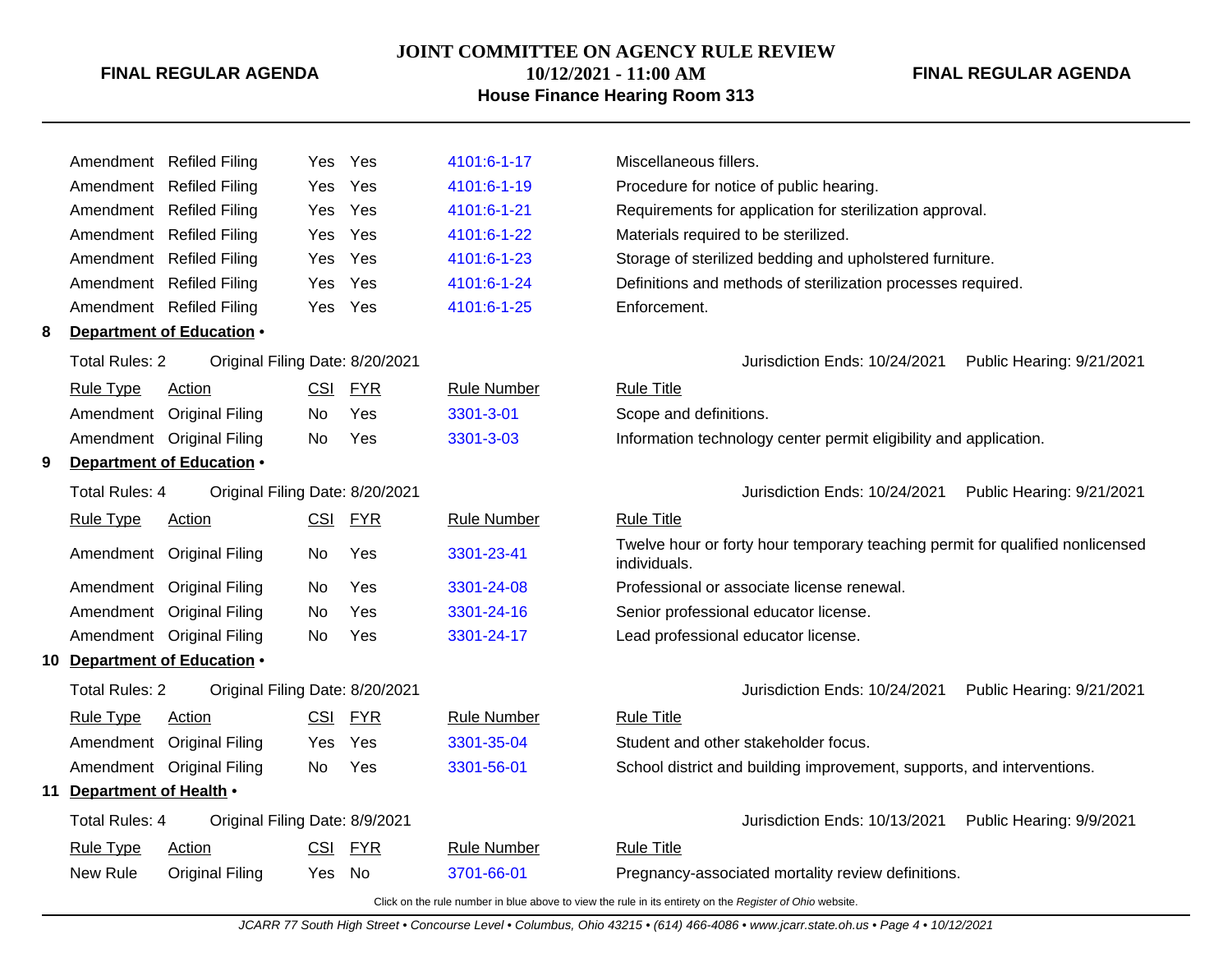| Rule Type | Action | CSI | FYR | Rule Number | Rule Title |
|---|---|---|---|---|---|
| Amendment | Refiled Filing | Yes | Yes | 4101:6-1-17 | Miscellaneous fillers. |
| Amendment | Refiled Filing | Yes | Yes | 4101:6-1-19 | Procedure for notice of public hearing. |
| Amendment | Refiled Filing | Yes | Yes | 4101:6-1-21 | Requirements for application for sterilization approval. |
| Amendment | Refiled Filing | Yes | Yes | 4101:6-1-22 | Materials required to be sterilized. |
| Amendment | Refiled Filing | Yes | Yes | 4101:6-1-23 | Storage of sterilized bedding and upholstered furniture. |
| Amendment | Refiled Filing | Yes | Yes | 4101:6-1-24 | Definitions and methods of sterilization processes required. |
| Amendment | Refiled Filing | Yes | Yes | 4101:6-1-25 | Enforcement. |

**8 Department of Education •**

Total Rules: 2 Original Filing Date: 8/20/2021 Jurisdiction Ends: 10/24/2021 Public Hearing: 9/21/2021

| Rule Type | Action | CSI | FYR | Rule Number | Rule Title |
|---|---|---|---|---|---|
| Amendment | Original Filing | No | Yes | 3301-3-01 | Scope and definitions. |
| Amendment | Original Filing | No | Yes | 3301-3-03 | Information technology center permit eligibility and application. |

**9 Department of Education •**

Total Rules: 4 Original Filing Date: 8/20/2021 Jurisdiction Ends: 10/24/2021 Public Hearing: 9/21/2021

| Rule Type | Action | CSI | FYR | Rule Number | Rule Title |
|---|---|---|---|---|---|
| Amendment | Original Filing | No | Yes | 3301-23-41 | Twelve hour or forty hour temporary teaching permit for qualified nonlicensed individuals. |
| Amendment | Original Filing | No | Yes | 3301-24-08 | Professional or associate license renewal. |
| Amendment | Original Filing | No | Yes | 3301-24-16 | Senior professional educator license. |
| Amendment | Original Filing | No | Yes | 3301-24-17 | Lead professional educator license. |

**10 Department of Education •**

Total Rules: 2 Original Filing Date: 8/20/2021 Jurisdiction Ends: 10/24/2021 Public Hearing: 9/21/2021

| Rule Type | Action | CSI | FYR | Rule Number | Rule Title |
|---|---|---|---|---|---|
| Amendment | Original Filing | Yes | Yes | 3301-35-04 | Student and other stakeholder focus. |
| Amendment | Original Filing | No | Yes | 3301-56-01 | School district and building improvement, supports, and interventions. |

**11 Department of Health •**

Total Rules: 4 Original Filing Date: 8/9/2021 Jurisdiction Ends: 10/13/2021 Public Hearing: 9/9/2021

| Rule Type | Action | CSI | FYR | Rule Number | Rule Title |
|---|---|---|---|---|---|
| New Rule | Original Filing | Yes | No | 3701-66-01 | Pregnancy-associated mortality review definitions. |

Click on the rule number in blue above to view the rule in its entirety on the *Register of Ohio* website.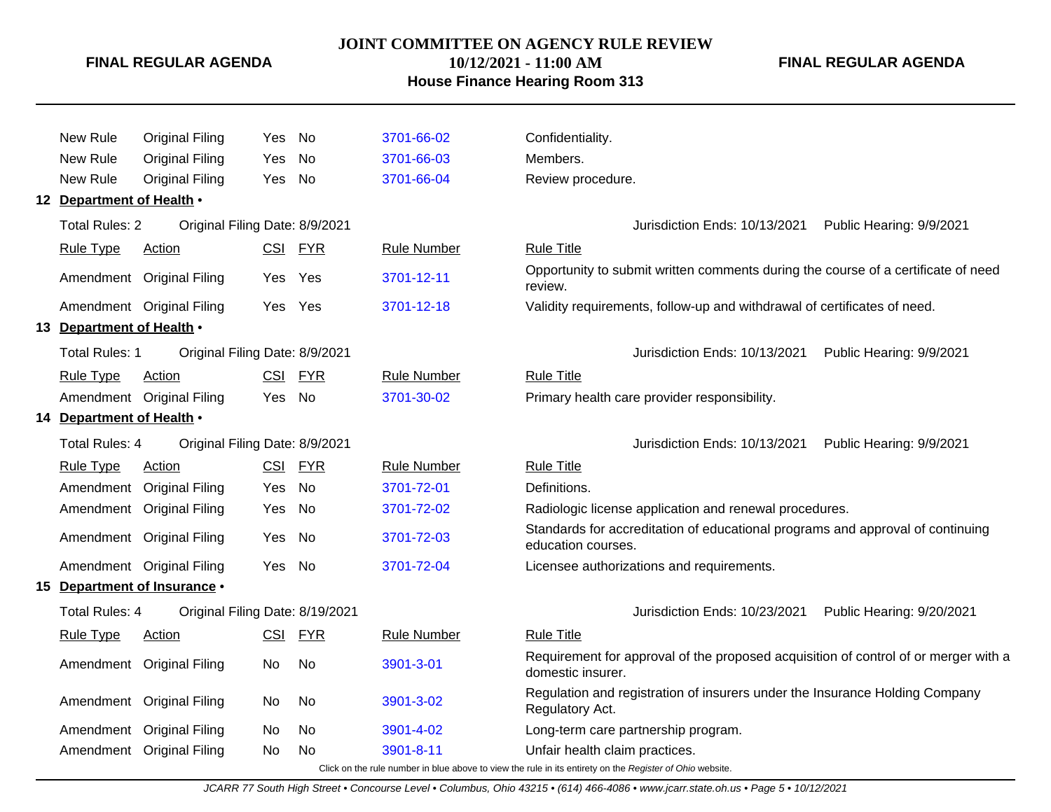| Rule Type | Action | CSI | FYR | Rule Number | Rule Title |
|---|---|---|---|---|---|
| New Rule | Original Filing | Yes | No | 3701-66-02 | Confidentiality. |
| New Rule | Original Filing | Yes | No | 3701-66-03 | Members. |
| New Rule | Original Filing | Yes | No | 3701-66-04 | Review procedure. |

## 12 Department of Health •

Total Rules: 2 Original Filing Date: 8/9/2021 Jurisdiction Ends: 10/13/2021 Public Hearing: 9/9/2021

| Rule Type | Action | CSI | FYR | Rule Number | Rule Title |
|---|---|---|---|---|---|
| Amendment | Original Filing | Yes | Yes | 3701-12-11 | Opportunity to submit written comments during the course of a certificate of need review. |
| Amendment | Original Filing | Yes | Yes | 3701-12-18 | Validity requirements, follow-up and withdrawal of certificates of need. |

## 13 Department of Health •

Total Rules: 1 Original Filing Date: 8/9/2021 Jurisdiction Ends: 10/13/2021 Public Hearing: 9/9/2021

| Rule Type | Action | CSI | FYR | Rule Number | Rule Title |
|---|---|---|---|---|---|
| Amendment | Original Filing | Yes | No | 3701-30-02 | Primary health care provider responsibility. |

## 14 Department of Health •

Total Rules: 4 Original Filing Date: 8/9/2021 Jurisdiction Ends: 10/13/2021 Public Hearing: 9/9/2021

| Rule Type | Action | CSI | FYR | Rule Number | Rule Title |
|---|---|---|---|---|---|
| Amendment | Original Filing | Yes | No | 3701-72-01 | Definitions. |
| Amendment | Original Filing | Yes | No | 3701-72-02 | Radiologic license application and renewal procedures. |
| Amendment | Original Filing | Yes | No | 3701-72-03 | Standards for accreditation of educational programs and approval of continuing education courses. |
| Amendment | Original Filing | Yes | No | 3701-72-04 | Licensee authorizations and requirements. |

## 15 Department of Insurance •

Total Rules: 4 Original Filing Date: 8/19/2021 Jurisdiction Ends: 10/23/2021 Public Hearing: 9/20/2021

| Rule Type | Action | CSI | FYR | Rule Number | Rule Title |
|---|---|---|---|---|---|
| Amendment | Original Filing | No | No | 3901-3-01 | Requirement for approval of the proposed acquisition of control of or merger with a domestic insurer. |
| Amendment | Original Filing | No | No | 3901-3-02 | Regulation and registration of insurers under the Insurance Holding Company Regulatory Act. |
| Amendment | Original Filing | No | No | 3901-4-02 | Long-term care partnership program. |
| Amendment | Original Filing | No | No | 3901-8-11 | Unfair health claim practices. |

Click on the rule number in blue above to view the rule in its entirety on the *Register of Ohio* website.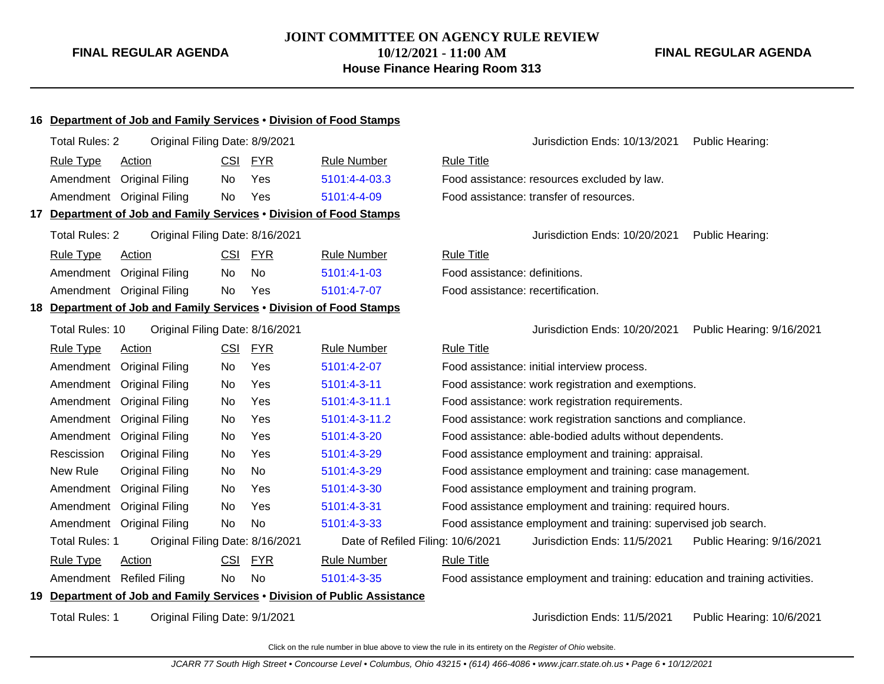## 16 Department of Job and Family Services • Division of Food Stamps

Total Rules: 2 | Original Filing Date: 8/9/2021 | Jurisdiction Ends: 10/13/2021 | Public Hearing:

| Rule Type | Action | CSI | FYR | Rule Number | Rule Title |
|---|---|---|---|---|---|
| Amendment | Original Filing | No | Yes | 5101:4-4-03.3 | Food assistance: resources excluded by law. |
| Amendment | Original Filing | No | Yes | 5101:4-4-09 | Food assistance: transfer of resources. |

## 17 Department of Job and Family Services • Division of Food Stamps

Total Rules: 2 | Original Filing Date: 8/16/2021 | Jurisdiction Ends: 10/20/2021 | Public Hearing:

| Rule Type | Action | CSI | FYR | Rule Number | Rule Title |
|---|---|---|---|---|---|
| Amendment | Original Filing | No | No | 5101:4-1-03 | Food assistance: definitions. |
| Amendment | Original Filing | No | Yes | 5101:4-7-07 | Food assistance: recertification. |

## 18 Department of Job and Family Services • Division of Food Stamps

Total Rules: 10 | Original Filing Date: 8/16/2021 | Jurisdiction Ends: 10/20/2021 | Public Hearing: 9/16/2021

| Rule Type | Action | CSI | FYR | Rule Number | Rule Title |
|---|---|---|---|---|---|
| Amendment | Original Filing | No | Yes | 5101:4-2-07 | Food assistance: initial interview process. |
| Amendment | Original Filing | No | Yes | 5101:4-3-11 | Food assistance: work registration and exemptions. |
| Amendment | Original Filing | No | Yes | 5101:4-3-11.1 | Food assistance: work registration requirements. |
| Amendment | Original Filing | No | Yes | 5101:4-3-11.2 | Food assistance: work registration sanctions and compliance. |
| Amendment | Original Filing | No | Yes | 5101:4-3-20 | Food assistance: able-bodied adults without dependents. |
| Rescission | Original Filing | No | Yes | 5101:4-3-29 | Food assistance employment and training: appraisal. |
| New Rule | Original Filing | No | No | 5101:4-3-29 | Food assistance employment and training: case management. |
| Amendment | Original Filing | No | Yes | 5101:4-3-30 | Food assistance employment and training program. |
| Amendment | Original Filing | No | Yes | 5101:4-3-31 | Food assistance employment and training: required hours. |
| Amendment | Original Filing | No | No | 5101:4-3-33 | Food assistance employment and training: supervised job search. |

Total Rules: 1 | Original Filing Date: 8/16/2021 | Date of Refiled Filing: 10/6/2021 | Jurisdiction Ends: 11/5/2021 | Public Hearing: 9/16/2021

| Rule Type | Action | CSI | FYR | Rule Number | Rule Title |
|---|---|---|---|---|---|
| Amendment | Refiled Filing | No | No | 5101:4-3-35 | Food assistance employment and training: education and training activities. |

## 19 Department of Job and Family Services • Division of Public Assistance

Total Rules: 1 | Original Filing Date: 9/1/2021 | Jurisdiction Ends: 11/5/2021 | Public Hearing: 10/6/2021

Click on the rule number in blue above to view the rule in its entirety on the *Register of Ohio* website.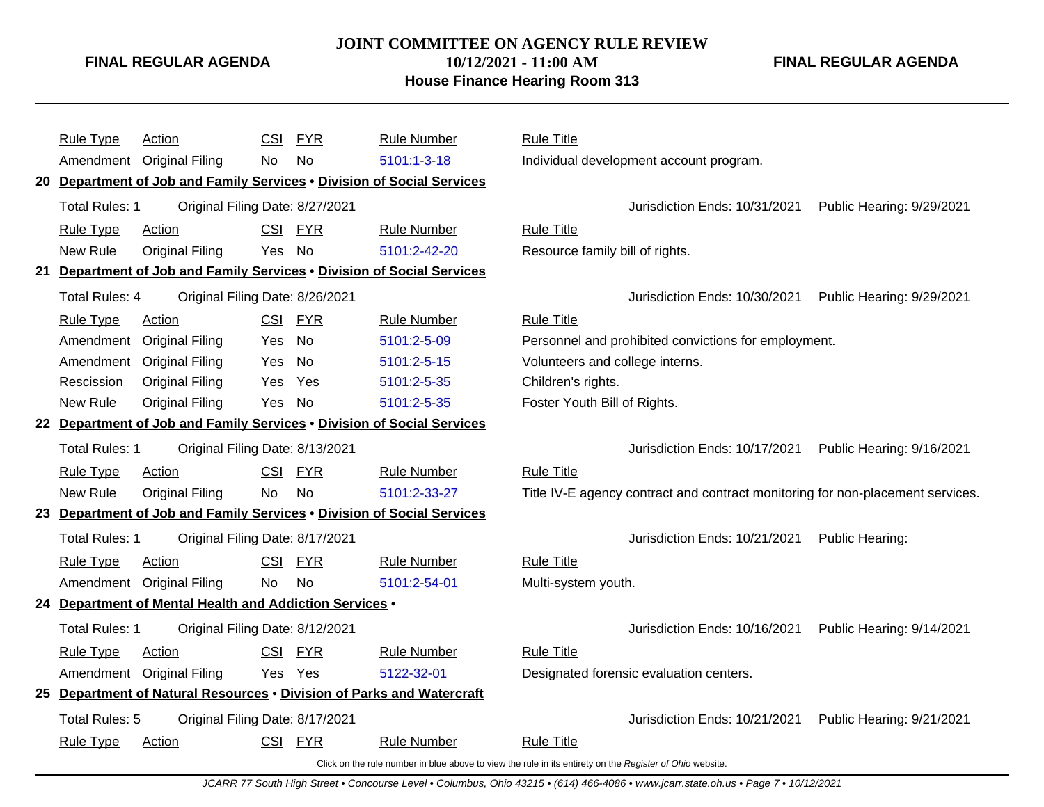| Rule Type | Action | CSI | FYR | Rule Number | Rule Title |
|---|---|---|---|---|---|
| Amendment | Original Filing | No | No | 5101:1-3-18 | Individual development account program. |

**20 Department of Job and Family Services • Division of Social Services**

Total Rules: 1 &nbsp; Original Filing Date: 8/27/2021 &nbsp; Jurisdiction Ends: 10/31/2021 &nbsp; Public Hearing: 9/29/2021

| Rule Type | Action | CSI | FYR | Rule Number | Rule Title |
|---|---|---|---|---|---|
| New Rule | Original Filing | Yes | No | 5101:2-42-20 | Resource family bill of rights. |

**21 Department of Job and Family Services • Division of Social Services**

Total Rules: 4 &nbsp; Original Filing Date: 8/26/2021 &nbsp; Jurisdiction Ends: 10/30/2021 &nbsp; Public Hearing: 9/29/2021

| Rule Type | Action | CSI | FYR | Rule Number | Rule Title |
|---|---|---|---|---|---|
| Amendment | Original Filing | Yes | No | 5101:2-5-09 | Personnel and prohibited convictions for employment. |
| Amendment | Original Filing | Yes | No | 5101:2-5-15 | Volunteers and college interns. |
| Rescission | Original Filing | Yes | Yes | 5101:2-5-35 | Children's rights. |
| New Rule | Original Filing | Yes | No | 5101:2-5-35 | Foster Youth Bill of Rights. |

**22 Department of Job and Family Services • Division of Social Services**

Total Rules: 1 &nbsp; Original Filing Date: 8/13/2021 &nbsp; Jurisdiction Ends: 10/17/2021 &nbsp; Public Hearing: 9/16/2021

| Rule Type | Action | CSI | FYR | Rule Number | Rule Title |
|---|---|---|---|---|---|
| New Rule | Original Filing | No | No | 5101:2-33-27 | Title IV-E agency contract and contract monitoring for non-placement services. |

**23 Department of Job and Family Services • Division of Social Services**

Total Rules: 1 &nbsp; Original Filing Date: 8/17/2021 &nbsp; Jurisdiction Ends: 10/21/2021 &nbsp; Public Hearing:

| Rule Type | Action | CSI | FYR | Rule Number | Rule Title |
|---|---|---|---|---|---|
| Amendment | Original Filing | No | No | 5101:2-54-01 | Multi-system youth. |

**24 Department of Mental Health and Addiction Services •**

Total Rules: 1 &nbsp; Original Filing Date: 8/12/2021 &nbsp; Jurisdiction Ends: 10/16/2021 &nbsp; Public Hearing: 9/14/2021

| Rule Type | Action | CSI | FYR | Rule Number | Rule Title |
|---|---|---|---|---|---|
| Amendment | Original Filing | Yes | Yes | 5122-32-01 | Designated forensic evaluation centers. |

**25 Department of Natural Resources • Division of Parks and Watercraft**

Total Rules: 5 &nbsp; Original Filing Date: 8/17/2021 &nbsp; Jurisdiction Ends: 10/21/2021 &nbsp; Public Hearing: 9/21/2021

| Rule Type | Action | CSI | FYR | Rule Number | Rule Title |
|---|---|---|---|---|---|

Click on the rule number in blue above to view the rule in its entirety on the *Register of Ohio* website.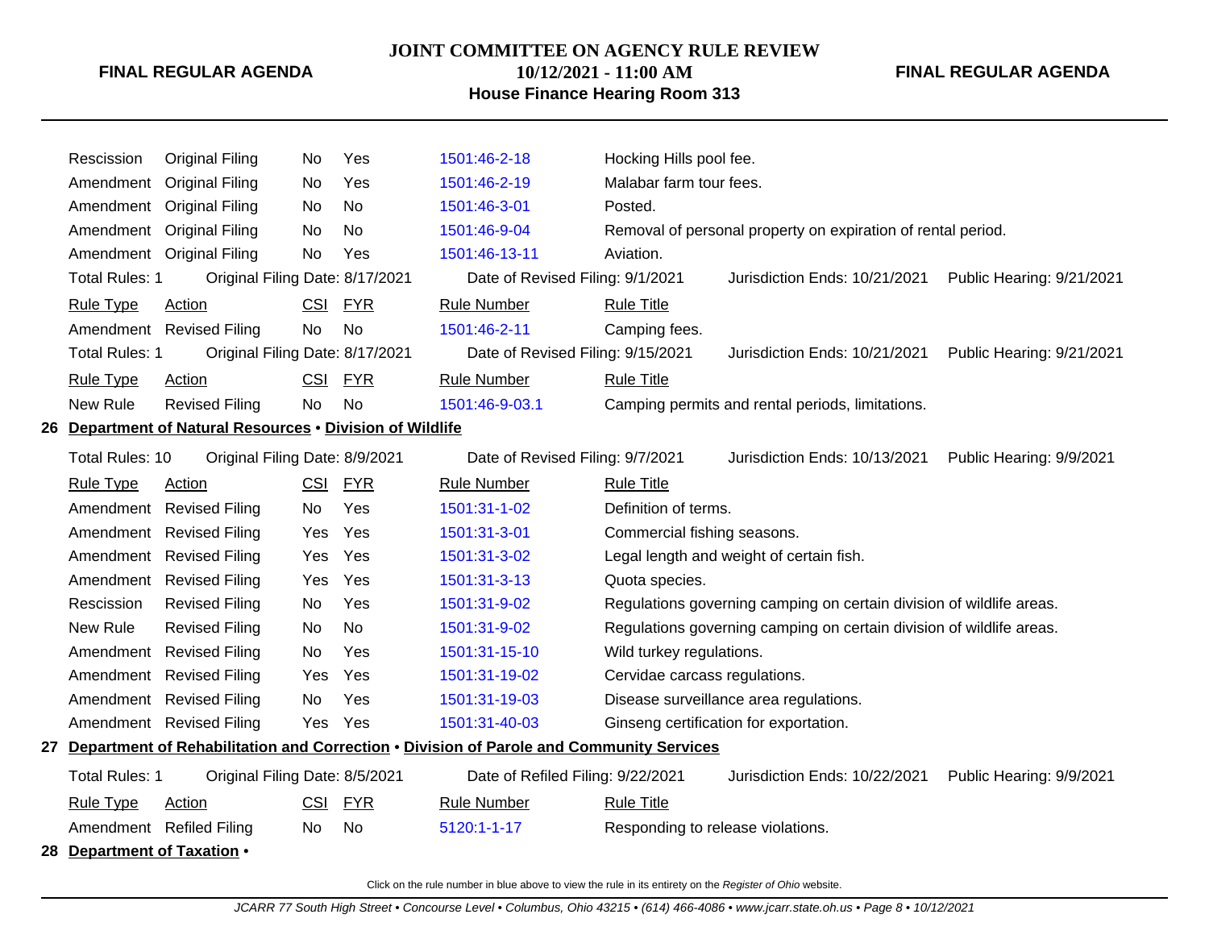| Rule Type | Action | CSI | FYR | Rule Number | Rule Title |
|---|---|---|---|---|---|
| Rescission | Original Filing | No | Yes | 1501:46-2-18 | Hocking Hills pool fee. |
| Amendment | Original Filing | No | Yes | 1501:46-2-19 | Malabar farm tour fees. |
| Amendment | Original Filing | No | No | 1501:46-3-01 | Posted. |
| Amendment | Original Filing | No | No | 1501:46-9-04 | Removal of personal property on expiration of rental period. |
| Amendment | Original Filing | No | Yes | 1501:46-13-11 | Aviation. |

Total Rules: 1 | Original Filing Date: 8/17/2021 | Date of Revised Filing: 9/1/2021 | Jurisdiction Ends: 10/21/2021 | Public Hearing: 9/21/2021

| Rule Type | Action | CSI | FYR | Rule Number | Rule Title |
|---|---|---|---|---|---|
| Amendment | Revised Filing | No | No | 1501:46-2-11 | Camping fees. |

Total Rules: 1 | Original Filing Date: 8/17/2021 | Date of Revised Filing: 9/15/2021 | Jurisdiction Ends: 10/21/2021 | Public Hearing: 9/21/2021

| Rule Type | Action | CSI | FYR | Rule Number | Rule Title |
|---|---|---|---|---|---|
| New Rule | Revised Filing | No | No | 1501:46-9-03.1 | Camping permits and rental periods, limitations. |

## 26 Department of Natural Resources • Division of Wildlife

Total Rules: 10 | Original Filing Date: 8/9/2021 | Date of Revised Filing: 9/7/2021 | Jurisdiction Ends: 10/13/2021 | Public Hearing: 9/9/2021

| Rule Type | Action | CSI | FYR | Rule Number | Rule Title |
|---|---|---|---|---|---|
| Amendment | Revised Filing | No | Yes | 1501:31-1-02 | Definition of terms. |
| Amendment | Revised Filing | Yes | Yes | 1501:31-3-01 | Commercial fishing seasons. |
| Amendment | Revised Filing | Yes | Yes | 1501:31-3-02 | Legal length and weight of certain fish. |
| Amendment | Revised Filing | Yes | Yes | 1501:31-3-13 | Quota species. |
| Rescission | Revised Filing | No | Yes | 1501:31-9-02 | Regulations governing camping on certain division of wildlife areas. |
| New Rule | Revised Filing | No | No | 1501:31-9-02 | Regulations governing camping on certain division of wildlife areas. |
| Amendment | Revised Filing | No | Yes | 1501:31-15-10 | Wild turkey regulations. |
| Amendment | Revised Filing | Yes | Yes | 1501:31-19-02 | Cervidae carcass regulations. |
| Amendment | Revised Filing | No | Yes | 1501:31-19-03 | Disease surveillance area regulations. |
| Amendment | Revised Filing | Yes | Yes | 1501:31-40-03 | Ginseng certification for exportation. |

## 27 Department of Rehabilitation and Correction • Division of Parole and Community Services

Total Rules: 1 | Original Filing Date: 8/5/2021 | Date of Refiled Filing: 9/22/2021 | Jurisdiction Ends: 10/22/2021 | Public Hearing: 9/9/2021

| Rule Type | Action | CSI | FYR | Rule Number | Rule Title |
|---|---|---|---|---|---|
| Amendment | Refiled Filing | No | No | 5120:1-1-17 | Responding to release violations. |

## 28 Department of Taxation •

Click on the rule number in blue above to view the rule in its entirety on the *Register of Ohio* website.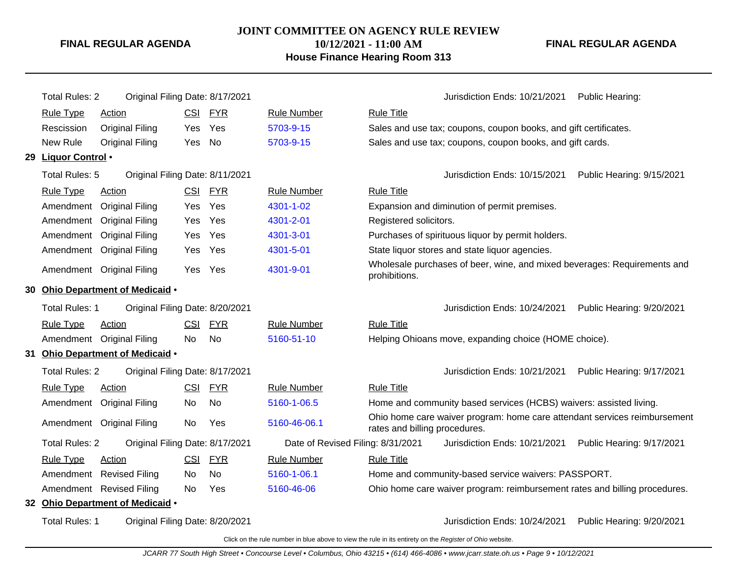# JOINT COMMITTEE ON AGENCY RULE REVIEW

**FINAL REGULAR AGENDA**

**10/12/2021 - 11:00 AM**

**House Finance Hearing Room 313**

Total Rules: 2 | Original Filing Date: 8/17/2021 | Jurisdiction Ends: 10/21/2021 | Public Hearing:

| Rule Type | Action | CSI | FYR | Rule Number | Rule Title |
|---|---|---|---|---|---|
| Rescission | Original Filing | Yes | Yes | 5703-9-15 | Sales and use tax; coupons, coupon books, and gift certificates. |
| New Rule | Original Filing | Yes | No | 5703-9-15 | Sales and use tax; coupons, coupon books, and gift cards. |

## 29 Liquor Control •

Total Rules: 5 | Original Filing Date: 8/11/2021 | Jurisdiction Ends: 10/15/2021 | Public Hearing: 9/15/2021

| Rule Type | Action | CSI | FYR | Rule Number | Rule Title |
|---|---|---|---|---|---|
| Amendment | Original Filing | Yes | Yes | 4301-1-02 | Expansion and diminution of permit premises. |
| Amendment | Original Filing | Yes | Yes | 4301-2-01 | Registered solicitors. |
| Amendment | Original Filing | Yes | Yes | 4301-3-01 | Purchases of spirituous liquor by permit holders. |
| Amendment | Original Filing | Yes | Yes | 4301-5-01 | State liquor stores and state liquor agencies. |
| Amendment | Original Filing | Yes | Yes | 4301-9-01 | Wholesale purchases of beer, wine, and mixed beverages: Requirements and prohibitions. |

## 30 Ohio Department of Medicaid •

Total Rules: 1 | Original Filing Date: 8/20/2021 | Jurisdiction Ends: 10/24/2021 | Public Hearing: 9/20/2021

| Rule Type | Action | CSI | FYR | Rule Number | Rule Title |
|---|---|---|---|---|---|
| Amendment | Original Filing | No | No | 5160-51-10 | Helping Ohioans move, expanding choice (HOME choice). |

## 31 Ohio Department of Medicaid •

Total Rules: 2 | Original Filing Date: 8/17/2021 | Jurisdiction Ends: 10/21/2021 | Public Hearing: 9/17/2021

| Rule Type | Action | CSI | FYR | Rule Number | Rule Title |
|---|---|---|---|---|---|
| Amendment | Original Filing | No | No | 5160-1-06.5 | Home and community based services (HCBS) waivers: assisted living. |
| Amendment | Original Filing | No | Yes | 5160-46-06.1 | Ohio home care waiver program: home care attendant services reimbursement rates and billing procedures. |

Total Rules: 2 | Original Filing Date: 8/17/2021 | Date of Revised Filing: 8/31/2021 | Jurisdiction Ends: 10/21/2021 | Public Hearing: 9/17/2021

| Rule Type | Action | CSI | FYR | Rule Number | Rule Title |
|---|---|---|---|---|---|
| Amendment | Revised Filing | No | No | 5160-1-06.1 | Home and community-based service waivers: PASSPORT. |
| Amendment | Revised Filing | No | Yes | 5160-46-06 | Ohio home care waiver program: reimbursement rates and billing procedures. |

## 32 Ohio Department of Medicaid •

Total Rules: 1 | Original Filing Date: 8/20/2021 | Jurisdiction Ends: 10/24/2021 | Public Hearing: 9/20/2021

Click on the rule number in blue above to view the rule in its entirety on the *Register of Ohio* website.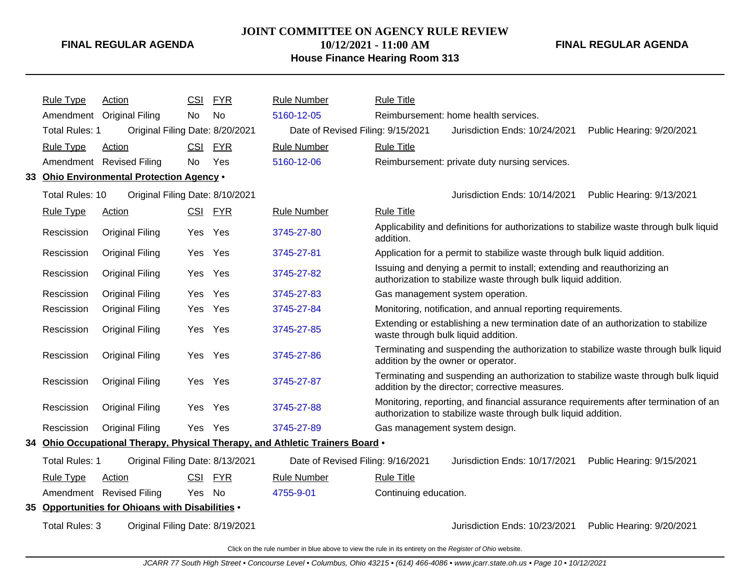| Rule Type | Action | CSI | FYR | Rule Number | Rule Title |
|---|---|---|---|---|---|
| Amendment | Original Filing | No | No | 5160-12-05 | Reimbursement: home health services. |

Total Rules: 1 — Original Filing Date: 8/20/2021 — Date of Revised Filing: 9/15/2021 — Jurisdiction Ends: 10/24/2021 — Public Hearing: 9/20/2021

| Rule Type | Action | CSI | FYR | Rule Number | Rule Title |
|---|---|---|---|---|---|
| Amendment | Revised Filing | No | Yes | 5160-12-06 | Reimbursement: private duty nursing services. |

## 33 Ohio Environmental Protection Agency •

Total Rules: 10 — Original Filing Date: 8/10/2021 — Jurisdiction Ends: 10/14/2021 — Public Hearing: 9/13/2021

| Rule Type | Action | CSI | FYR | Rule Number | Rule Title |
|---|---|---|---|---|---|
| Rescission | Original Filing | Yes | Yes | 3745-27-80 | Applicability and definitions for authorizations to stabilize waste through bulk liquid addition. |
| Rescission | Original Filing | Yes | Yes | 3745-27-81 | Application for a permit to stabilize waste through bulk liquid addition. |
| Rescission | Original Filing | Yes | Yes | 3745-27-82 | Issuing and denying a permit to install; extending and reauthorizing an authorization to stabilize waste through bulk liquid addition. |
| Rescission | Original Filing | Yes | Yes | 3745-27-83 | Gas management system operation. |
| Rescission | Original Filing | Yes | Yes | 3745-27-84 | Monitoring, notification, and annual reporting requirements. |
| Rescission | Original Filing | Yes | Yes | 3745-27-85 | Extending or establishing a new termination date of an authorization to stabilize waste through bulk liquid addition. |
| Rescission | Original Filing | Yes | Yes | 3745-27-86 | Terminating and suspending the authorization to stabilize waste through bulk liquid addition by the owner or operator. |
| Rescission | Original Filing | Yes | Yes | 3745-27-87 | Terminating and suspending an authorization to stabilize waste through bulk liquid addition by the director; corrective measures. |
| Rescission | Original Filing | Yes | Yes | 3745-27-88 | Monitoring, reporting, and financial assurance requirements after termination of an authorization to stabilize waste through bulk liquid addition. |
| Rescission | Original Filing | Yes | Yes | 3745-27-89 | Gas management system design. |

## 34 Ohio Occupational Therapy, Physical Therapy, and Athletic Trainers Board •

Total Rules: 1 — Original Filing Date: 8/13/2021 — Date of Revised Filing: 9/16/2021 — Jurisdiction Ends: 10/17/2021 — Public Hearing: 9/15/2021

| Rule Type | Action | CSI | FYR | Rule Number | Rule Title |
|---|---|---|---|---|---|
| Amendment | Revised Filing | Yes | No | 4755-9-01 | Continuing education. |

## 35 Opportunities for Ohioans with Disabilities •

Total Rules: 3 — Original Filing Date: 8/19/2021 — Jurisdiction Ends: 10/23/2021 — Public Hearing: 9/20/2021

Click on the rule number in blue above to view the rule in its entirety on the *Register of Ohio* website.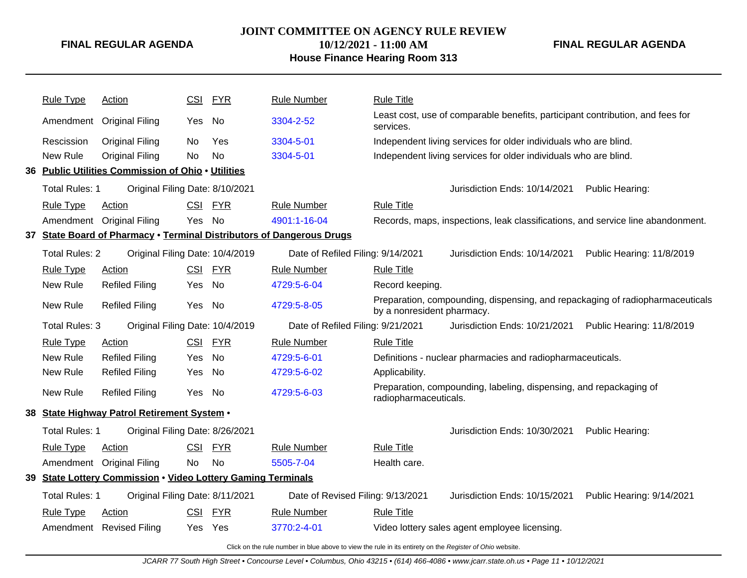| Rule Type | Action | CSI | FYR | Rule Number | Rule Title |
|---|---|---|---|---|---|
| Amendment | Original Filing | Yes | No | 3304-2-52 | Least cost, use of comparable benefits, participant contribution, and fees for services. |
| Rescission | Original Filing | No | Yes | 3304-5-01 | Independent living services for older individuals who are blind. |
| New Rule | Original Filing | No | No | 3304-5-01 | Independent living services for older individuals who are blind. |

**36 Public Utilities Commission of Ohio • Utilities**

Total Rules: 1 Original Filing Date: 8/10/2021 Jurisdiction Ends: 10/14/2021 Public Hearing:

| Rule Type | Action | CSI | FYR | Rule Number | Rule Title |
|---|---|---|---|---|---|
| Amendment | Original Filing | Yes | No | 4901:1-16-04 | Records, maps, inspections, leak classifications, and service line abandonment. |

**37 State Board of Pharmacy • Terminal Distributors of Dangerous Drugs**

Total Rules: 2 Original Filing Date: 10/4/2019 Date of Refiled Filing: 9/14/2021 Jurisdiction Ends: 10/14/2021 Public Hearing: 11/8/2019

| Rule Type | Action | CSI | FYR | Rule Number | Rule Title |
|---|---|---|---|---|---|
| New Rule | Refiled Filing | Yes | No | 4729:5-6-04 | Record keeping. |
| New Rule | Refiled Filing | Yes | No | 4729:5-8-05 | Preparation, compounding, dispensing, and repackaging of radiopharmaceuticals by a nonresident pharmacy. |

Total Rules: 3 Original Filing Date: 10/4/2019 Date of Refiled Filing: 9/21/2021 Jurisdiction Ends: 10/21/2021 Public Hearing: 11/8/2019

| Rule Type | Action | CSI | FYR | Rule Number | Rule Title |
|---|---|---|---|---|---|
| New Rule | Refiled Filing | Yes | No | 4729:5-6-01 | Definitions - nuclear pharmacies and radiopharmaceuticals. |
| New Rule | Refiled Filing | Yes | No | 4729:5-6-02 | Applicability. |
| New Rule | Refiled Filing | Yes | No | 4729:5-6-03 | Preparation, compounding, labeling, dispensing, and repackaging of radiopharmaceuticals. |

**38 State Highway Patrol Retirement System •**

Total Rules: 1 Original Filing Date: 8/26/2021 Jurisdiction Ends: 10/30/2021 Public Hearing:

| Rule Type | Action | CSI | FYR | Rule Number | Rule Title |
|---|---|---|---|---|---|
| Amendment | Original Filing | No | No | 5505-7-04 | Health care. |

**39 State Lottery Commission • Video Lottery Gaming Terminals**

Total Rules: 1 Original Filing Date: 8/11/2021 Date of Revised Filing: 9/13/2021 Jurisdiction Ends: 10/15/2021 Public Hearing: 9/14/2021

| Rule Type | Action | CSI | FYR | Rule Number | Rule Title |
|---|---|---|---|---|---|
| Amendment | Revised Filing | Yes | Yes | 3770:2-4-01 | Video lottery sales agent employee licensing. |

Click on the rule number in blue above to view the rule in its entirety on the *Register of Ohio* website.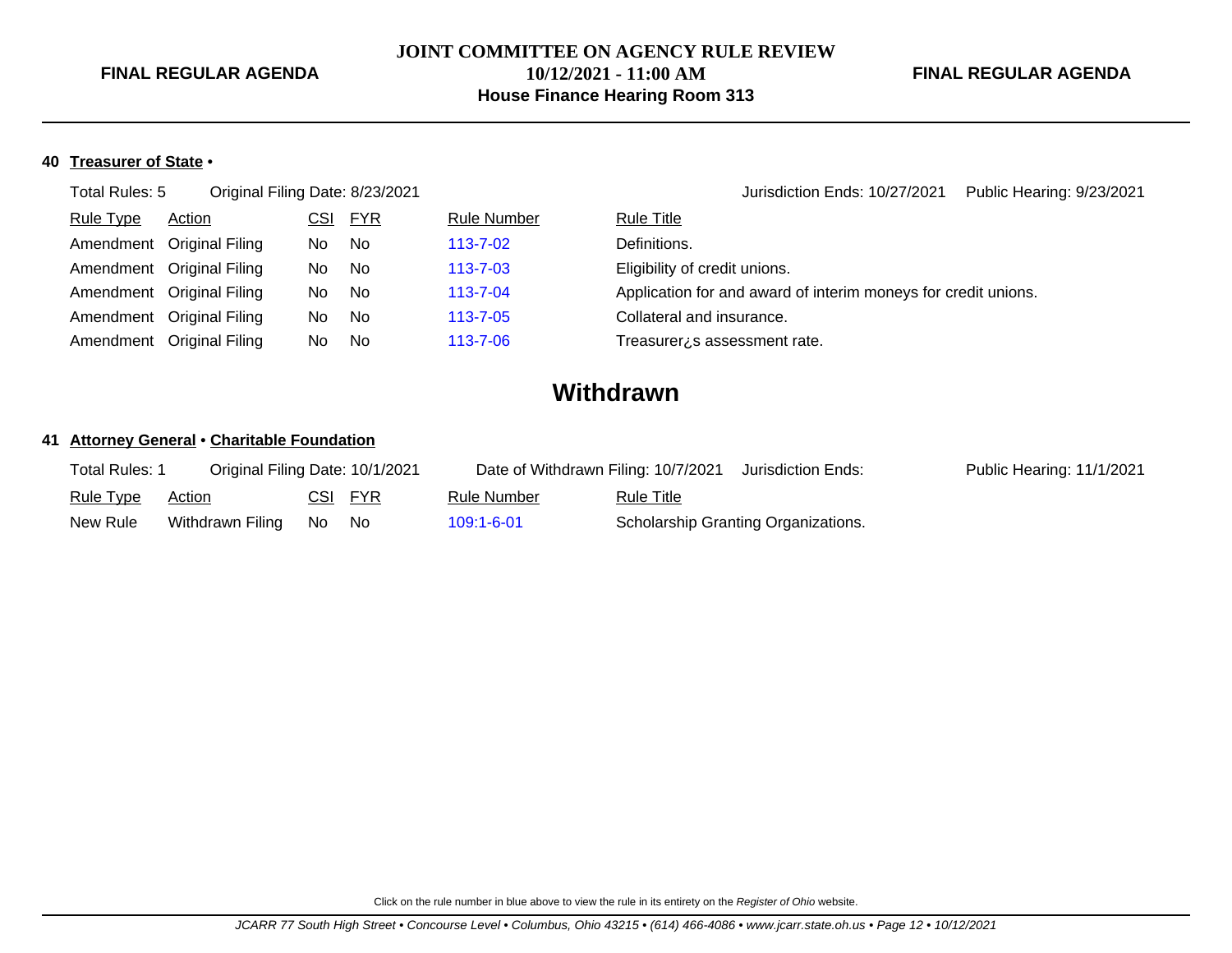**40 Treasurer of State •**

Total Rules: 5 Original Filing Date: 8/23/2021 Jurisdiction Ends: 10/27/2021 Public Hearing: 9/23/2021

| Rule Type | Action | CSI | FYR | Rule Number | Rule Title |
|---|---|---|---|---|---|
| Amendment | Original Filing | No | No | 113-7-02 | Definitions. |
| Amendment | Original Filing | No | No | 113-7-03 | Eligibility of credit unions. |
| Amendment | Original Filing | No | No | 113-7-04 | Application for and award of interim moneys for credit unions. |
| Amendment | Original Filing | No | No | 113-7-05 | Collateral and insurance. |
| Amendment | Original Filing | No | No | 113-7-06 | Treasurer¿s assessment rate. |

## Withdrawn

**41 Attorney General • Charitable Foundation**

Total Rules: 1 Original Filing Date: 10/1/2021 Date of Withdrawn Filing: 10/7/2021 Jurisdiction Ends: Public Hearing: 11/1/2021

| Rule Type | Action | CSI | FYR | Rule Number | Rule Title |
|---|---|---|---|---|---|
| New Rule | Withdrawn Filing | No | No | 109:1-6-01 | Scholarship Granting Organizations. |

Click on the rule number in blue above to view the rule in its entirety on the *Register of Ohio* website.